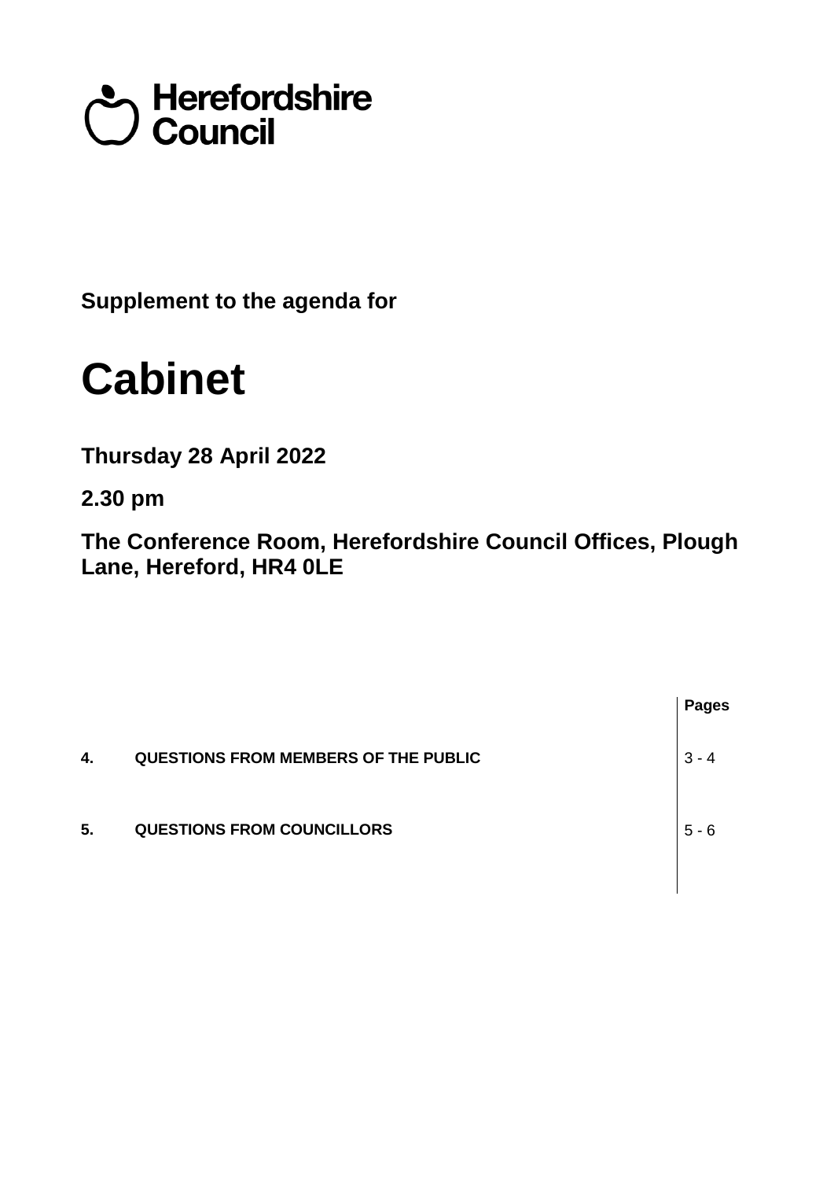Herefordshire Council

**Supplement to the agenda for**

# Cabinet

**Thursday 28 April 2022**

**2.30 pm**

**The Conference Room, Herefordshire Council Offices, Plough Lane, Hereford, HR4 0LE**

| | | Pages |
|---|---|---|
| **4.** | **QUESTIONS FROM MEMBERS OF THE PUBLIC** | 3 - 4 |
| **5.** | **QUESTIONS FROM COUNCILLORS** | 5 - 6 |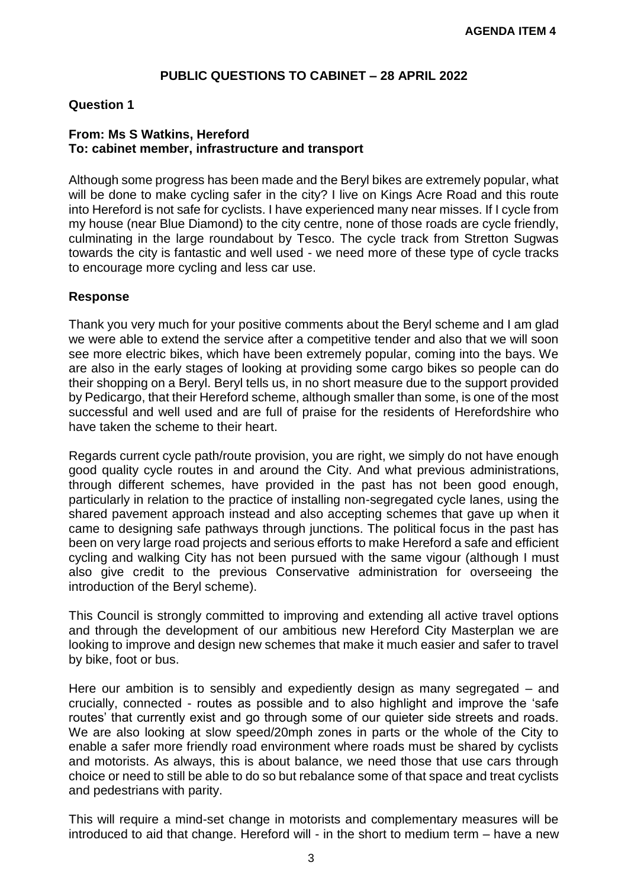**AGENDA ITEM 4**

## PUBLIC QUESTIONS TO CABINET – 28 APRIL 2022

### Question 1

**From: Ms S Watkins, Hereford**
**To: cabinet member, infrastructure and transport**

Although some progress has been made and the Beryl bikes are extremely popular, what will be done to make cycling safer in the city? I live on Kings Acre Road and this route into Hereford is not safe for cyclists. I have experienced many near misses. If I cycle from my house (near Blue Diamond) to the city centre, none of those roads are cycle friendly, culminating in the large roundabout by Tesco. The cycle track from Stretton Sugwas towards the city is fantastic and well used - we need more of these type of cycle tracks to encourage more cycling and less car use.

### Response

Thank you very much for your positive comments about the Beryl scheme and I am glad we were able to extend the service after a competitive tender and also that we will soon see more electric bikes, which have been extremely popular, coming into the bays. We are also in the early stages of looking at providing some cargo bikes so people can do their shopping on a Beryl. Beryl tells us, in no short measure due to the support provided by Pedicargo, that their Hereford scheme, although smaller than some, is one of the most successful and well used and are full of praise for the residents of Herefordshire who have taken the scheme to their heart.

Regards current cycle path/route provision, you are right, we simply do not have enough good quality cycle routes in and around the City. And what previous administrations, through different schemes, have provided in the past has not been good enough, particularly in relation to the practice of installing non-segregated cycle lanes, using the shared pavement approach instead and also accepting schemes that gave up when it came to designing safe pathways through junctions. The political focus in the past has been on very large road projects and serious efforts to make Hereford a safe and efficient cycling and walking City has not been pursued with the same vigour (although I must also give credit to the previous Conservative administration for overseeing the introduction of the Beryl scheme).

This Council is strongly committed to improving and extending all active travel options and through the development of our ambitious new Hereford City Masterplan we are looking to improve and design new schemes that make it much easier and safer to travel by bike, foot or bus.

Here our ambition is to sensibly and expediently design as many segregated – and crucially, connected - routes as possible and to also highlight and improve the 'safe routes' that currently exist and go through some of our quieter side streets and roads. We are also looking at slow speed/20mph zones in parts or the whole of the City to enable a safer more friendly road environment where roads must be shared by cyclists and motorists. As always, this is about balance, we need those that use cars through choice or need to still be able to do so but rebalance some of that space and treat cyclists and pedestrians with parity.

This will require a mind-set change in motorists and complementary measures will be introduced to aid that change. Hereford will - in the short to medium term – have a new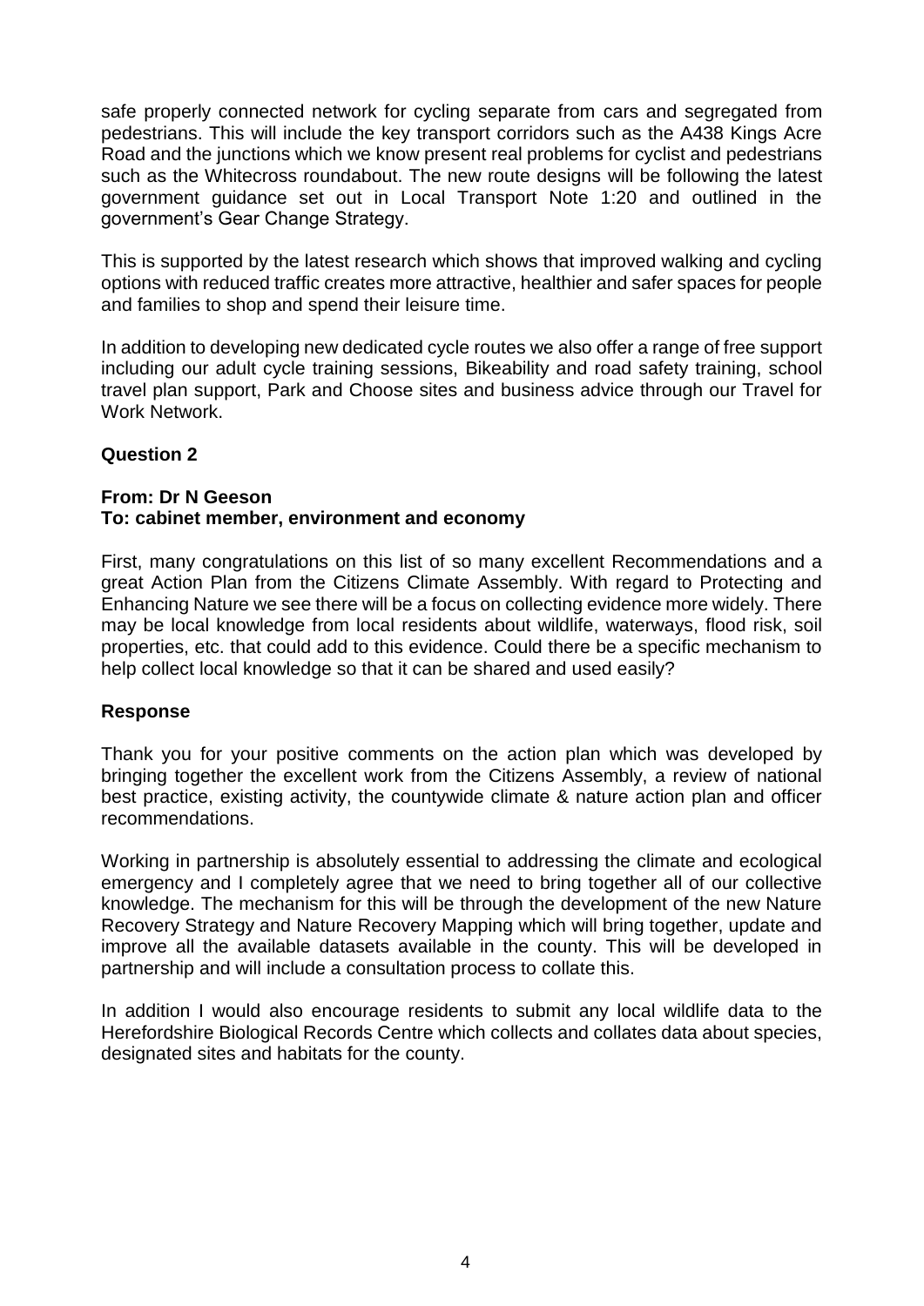safe properly connected network for cycling separate from cars and segregated from pedestrians. This will include the key transport corridors such as the A438 Kings Acre Road and the junctions which we know present real problems for cyclist and pedestrians such as the Whitecross roundabout. The new route designs will be following the latest government guidance set out in Local Transport Note 1:20 and outlined in the government's Gear Change Strategy.

This is supported by the latest research which shows that improved walking and cycling options with reduced traffic creates more attractive, healthier and safer spaces for people and families to shop and spend their leisure time.

In addition to developing new dedicated cycle routes we also offer a range of free support including our adult cycle training sessions, Bikeability and road safety training, school travel plan support, Park and Choose sites and business advice through our Travel for Work Network.

## Question 2

**From: Dr N Geeson**
**To: cabinet member, environment and economy**

First, many congratulations on this list of so many excellent Recommendations and a great Action Plan from the Citizens Climate Assembly. With regard to Protecting and Enhancing Nature we see there will be a focus on collecting evidence more widely. There may be local knowledge from local residents about wildlife, waterways, flood risk, soil properties, etc. that could add to this evidence. Could there be a specific mechanism to help collect local knowledge so that it can be shared and used easily?

### Response

Thank you for your positive comments on the action plan which was developed by bringing together the excellent work from the Citizens Assembly, a review of national best practice, existing activity, the countywide climate & nature action plan and officer recommendations.

Working in partnership is absolutely essential to addressing the climate and ecological emergency and I completely agree that we need to bring together all of our collective knowledge. The mechanism for this will be through the development of the new Nature Recovery Strategy and Nature Recovery Mapping which will bring together, update and improve all the available datasets available in the county. This will be developed in partnership and will include a consultation process to collate this.

In addition I would also encourage residents to submit any local wildlife data to the Herefordshire Biological Records Centre which collects and collates data about species, designated sites and habitats for the county.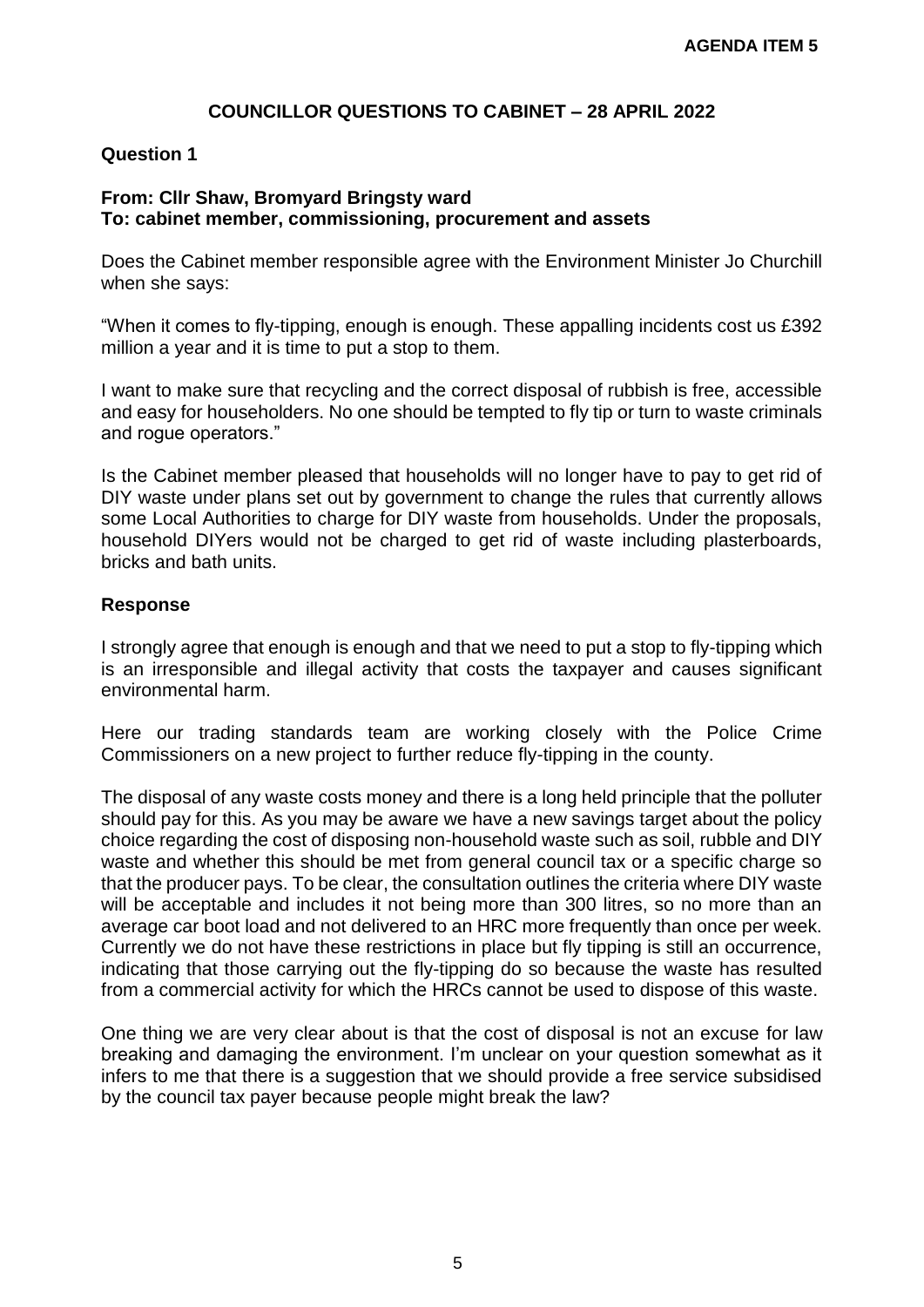**AGENDA ITEM 5**

## COUNCILLOR QUESTIONS TO CABINET – 28 APRIL 2022

### Question 1

**From: Cllr Shaw, Bromyard Bringsty ward**
**To: cabinet member, commissioning, procurement and assets**

Does the Cabinet member responsible agree with the Environment Minister Jo Churchill when she says:

"When it comes to fly-tipping, enough is enough. These appalling incidents cost us £392 million a year and it is time to put a stop to them.

I want to make sure that recycling and the correct disposal of rubbish is free, accessible and easy for householders. No one should be tempted to fly tip or turn to waste criminals and rogue operators."

Is the Cabinet member pleased that households will no longer have to pay to get rid of DIY waste under plans set out by government to change the rules that currently allows some Local Authorities to charge for DIY waste from households. Under the proposals, household DIYers would not be charged to get rid of waste including plasterboards, bricks and bath units.

### Response

I strongly agree that enough is enough and that we need to put a stop to fly-tipping which is an irresponsible and illegal activity that costs the taxpayer and causes significant environmental harm.

Here our trading standards team are working closely with the Police Crime Commissioners on a new project to further reduce fly-tipping in the county.

The disposal of any waste costs money and there is a long held principle that the polluter should pay for this. As you may be aware we have a new savings target about the policy choice regarding the cost of disposing non-household waste such as soil, rubble and DIY waste and whether this should be met from general council tax or a specific charge so that the producer pays. To be clear, the consultation outlines the criteria where DIY waste will be acceptable and includes it not being more than 300 litres, so no more than an average car boot load and not delivered to an HRC more frequently than once per week. Currently we do not have these restrictions in place but fly tipping is still an occurrence, indicating that those carrying out the fly-tipping do so because the waste has resulted from a commercial activity for which the HRCs cannot be used to dispose of this waste.

One thing we are very clear about is that the cost of disposal is not an excuse for law breaking and damaging the environment. I'm unclear on your question somewhat as it infers to me that there is a suggestion that we should provide a free service subsidised by the council tax payer because people might break the law?